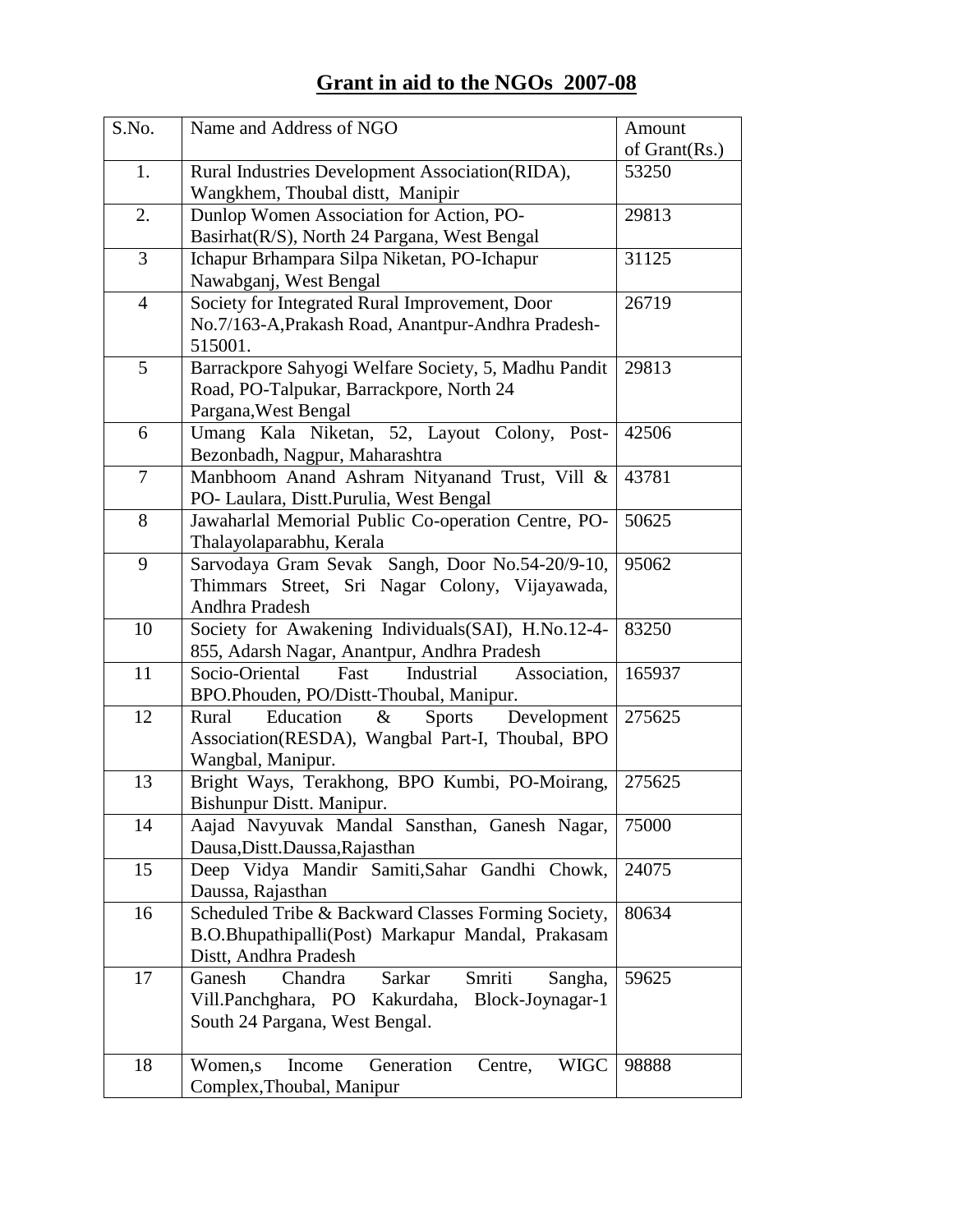# **Grant in aid to the NGOs 2007-08**

| S.No. | Name and Address of NGO | Amount of Grant(Rs.) |
|---|---|---|
| 1. | Rural Industries Development Association(RIDA), Wangkhem, Thoubal distt, Manipir | 53250 |
| 2. | Dunlop Women Association for Action, PO-Basirhat(R/S), North 24 Pargana, West Bengal | 29813 |
| 3 | Ichapur Brhampara Silpa Niketan, PO-Ichapur Nawabganj, West Bengal | 31125 |
| 4 | Society for Integrated Rural Improvement, Door No.7/163-A,Prakash Road, Anantpur-Andhra Pradesh-515001. | 26719 |
| 5 | Barrackpore Sahyogi Welfare Society, 5, Madhu Pandit Road, PO-Talpukar, Barrackpore, North 24 Pargana,West Bengal | 29813 |
| 6 | Umang Kala Niketan, 52, Layout Colony, Post-Bezonbadh, Nagpur, Maharashtra | 42506 |
| 7 | Manbhoom Anand Ashram Nityanand Trust, Vill & PO- Laulara, Distt.Purulia, West Bengal | 43781 |
| 8 | Jawaharlal Memorial Public Co-operation Centre, PO-Thalayolaparabhu, Kerala | 50625 |
| 9 | Sarvodaya Gram Sevak Sangh, Door No.54-20/9-10, Thimmars Street, Sri Nagar Colony, Vijayawada, Andhra Pradesh | 95062 |
| 10 | Society for Awakening Individuals(SAI), H.No.12-4-855, Adarsh Nagar, Anantpur, Andhra Pradesh | 83250 |
| 11 | Socio-Oriental Fast Industrial Association, BPO.Phouden, PO/Distt-Thoubal, Manipur. | 165937 |
| 12 | Rural Education & Sports Development Association(RESDA), Wangbal Part-I, Thoubal, BPO Wangbal, Manipur. | 275625 |
| 13 | Bright Ways, Terakhong, BPO Kumbi, PO-Moirang, Bishunpur Distt. Manipur. | 275625 |
| 14 | Aajad Navyuvak Mandal Sansthan, Ganesh Nagar, Dausa,Distt.Daussa,Rajasthan | 75000 |
| 15 | Deep Vidya Mandir Samiti,Sahar Gandhi Chowk, Daussa, Rajasthan | 24075 |
| 16 | Scheduled Tribe & Backward Classes Forming Society, B.O.Bhupathipalli(Post) Markapur Mandal, Prakasam Distt, Andhra Pradesh | 80634 |
| 17 | Ganesh Chandra Sarkar Smriti Sangha, Vill.Panchghara, PO Kakurdaha, Block-Joynagar-1 South 24 Pargana, West Bengal. | 59625 |
| 18 | Women,s Income Generation Centre, WIGC Complex,Thoubal, Manipur | 98888 |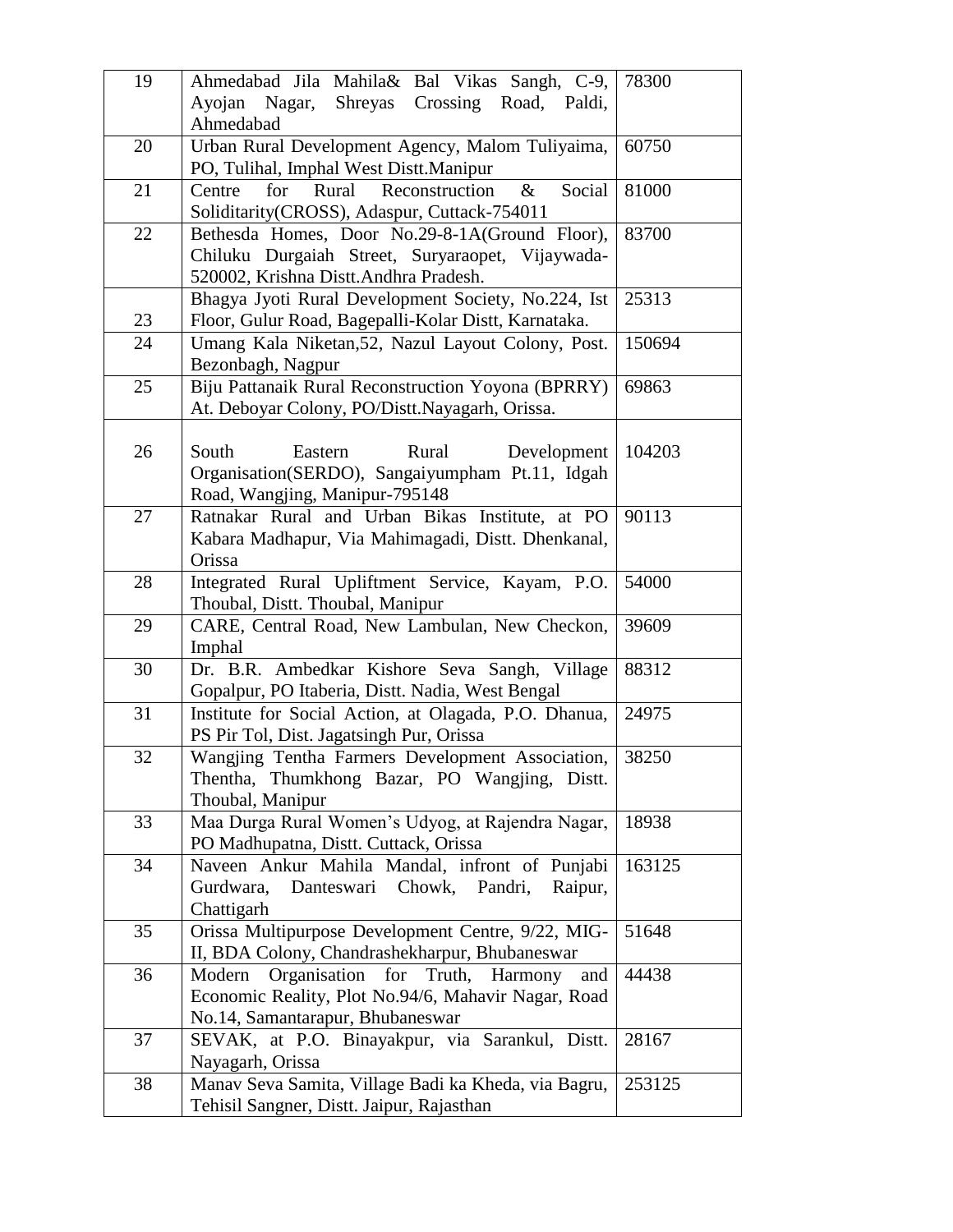| | | |
|---|---|---|
| 19 | Ahmedabad Jila Mahila& Bal Vikas Sangh, C-9, Ayojan Nagar, Shreyas Crossing Road, Paldi, Ahmedabad | 78300 |
| 20 | Urban Rural Development Agency, Malom Tuliyaima, PO, Tulihal, Imphal West Distt.Manipur | 60750 |
| 21 | Centre for Rural Reconstruction & Social Soliditarity(CROSS), Adaspur, Cuttack-754011 | 81000 |
| 22 | Bethesda Homes, Door No.29-8-1A(Ground Floor), Chiluku Durgaiah Street, Suryaraopet, Vijaywada-520002, Krishna Distt.Andhra Pradesh. | 83700 |
| 23 | Bhagya Jyoti Rural Development Society, No.224, Ist Floor, Gulur Road, Bagepalli-Kolar Distt, Karnataka. | 25313 |
| 24 | Umang Kala Niketan,52, Nazul Layout Colony, Post. Bezonbagh, Nagpur | 150694 |
| 25 | Biju Pattanaik Rural Reconstruction Yoyona (BPRRY) At. Deboyar Colony, PO/Distt.Nayagarh, Orissa. | 69863 |
| 26 | South Eastern Rural Development Organisation(SERDO), Sangaiyumpham Pt.11, Idgah Road, Wangjing, Manipur-795148 | 104203 |
| 27 | Ratnakar Rural and Urban Bikas Institute, at PO Kabara Madhapur, Via Mahimagadi, Distt. Dhenkanal, Orissa | 90113 |
| 28 | Integrated Rural Upliftment Service, Kayam, P.O. Thoubal, Distt. Thoubal, Manipur | 54000 |
| 29 | CARE, Central Road, New Lambulan, New Checkon, Imphal | 39609 |
| 30 | Dr. B.R. Ambedkar Kishore Seva Sangh, Village Gopalpur, PO Itaberia, Distt. Nadia, West Bengal | 88312 |
| 31 | Institute for Social Action, at Olagada, P.O. Dhanua, PS Pir Tol, Dist. Jagatsingh Pur, Orissa | 24975 |
| 32 | Wangjing Tentha Farmers Development Association, Thentha, Thumkhong Bazar, PO Wangjing, Distt. Thoubal, Manipur | 38250 |
| 33 | Maa Durga Rural Women's Udyog, at Rajendra Nagar, PO Madhupatna, Distt. Cuttack, Orissa | 18938 |
| 34 | Naveen Ankur Mahila Mandal, infront of Punjabi Gurdwara, Danteswari Chowk, Pandri, Raipur, Chattigarh | 163125 |
| 35 | Orissa Multipurpose Development Centre, 9/22, MIG-II, BDA Colony, Chandrashekharpur, Bhubaneswar | 51648 |
| 36 | Modern Organisation for Truth, Harmony and Economic Reality, Plot No.94/6, Mahavir Nagar, Road No.14, Samantarapur, Bhubaneswar | 44438 |
| 37 | SEVAK, at P.O. Binayakpur, via Sarankul, Distt. Nayagarh, Orissa | 28167 |
| 38 | Manav Seva Samita, Village Badi ka Kheda, via Bagru, Tehisil Sangner, Distt. Jaipur, Rajasthan | 253125 |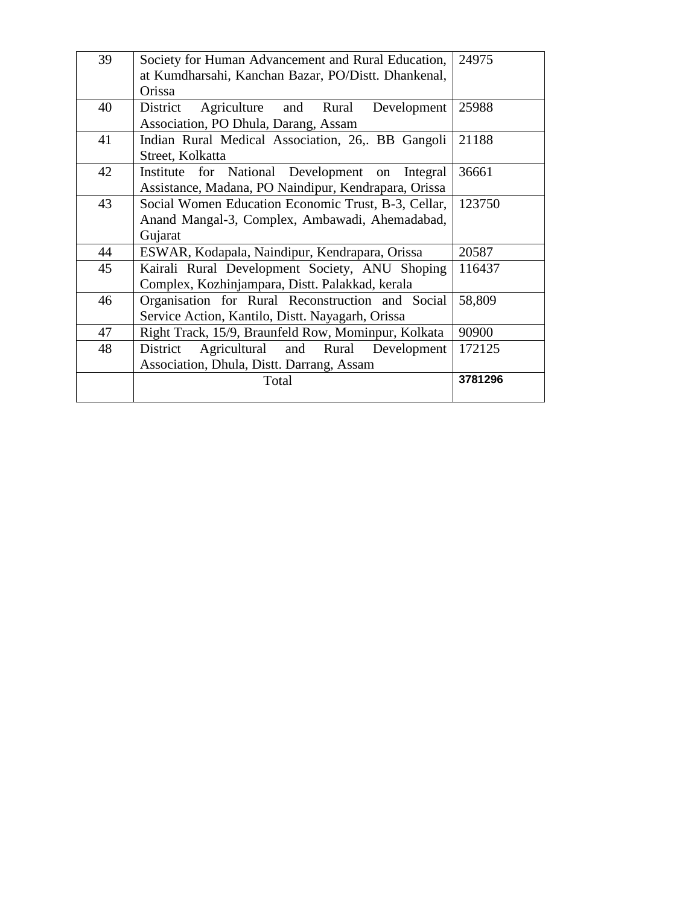| 39 | Society for Human Advancement and Rural Education, at Kumdharsahi, Kanchan Bazar, PO/Distt. Dhankenal, Orissa | 24975 |
|---|---|---|
| 40 | District Agriculture and Rural Development Association, PO Dhula, Darang, Assam | 25988 |
| 41 | Indian Rural Medical Association, 26,. BB Gangoli Street, Kolkatta | 21188 |
| 42 | Institute for National Development on Integral Assistance, Madana, PO Naindipur, Kendrapara, Orissa | 36661 |
| 43 | Social Women Education Economic Trust, B-3, Cellar, Anand Mangal-3, Complex, Ambawadi, Ahemadabad, Gujarat | 123750 |
| 44 | ESWAR, Kodapala, Naindipur, Kendrapara, Orissa | 20587 |
| 45 | Kairali Rural Development Society, ANU Shoping Complex, Kozhinjampara, Distt. Palakkad, kerala | 116437 |
| 46 | Organisation for Rural Reconstruction and Social Service Action, Kantilo, Distt. Nayagarh, Orissa | 58,809 |
| 47 | Right Track, 15/9, Braunfeld Row, Mominpur, Kolkata | 90900 |
| 48 | District Agricultural and Rural Development Association, Dhula, Distt. Darrang, Assam | 172125 |
| | Total | **3781296** |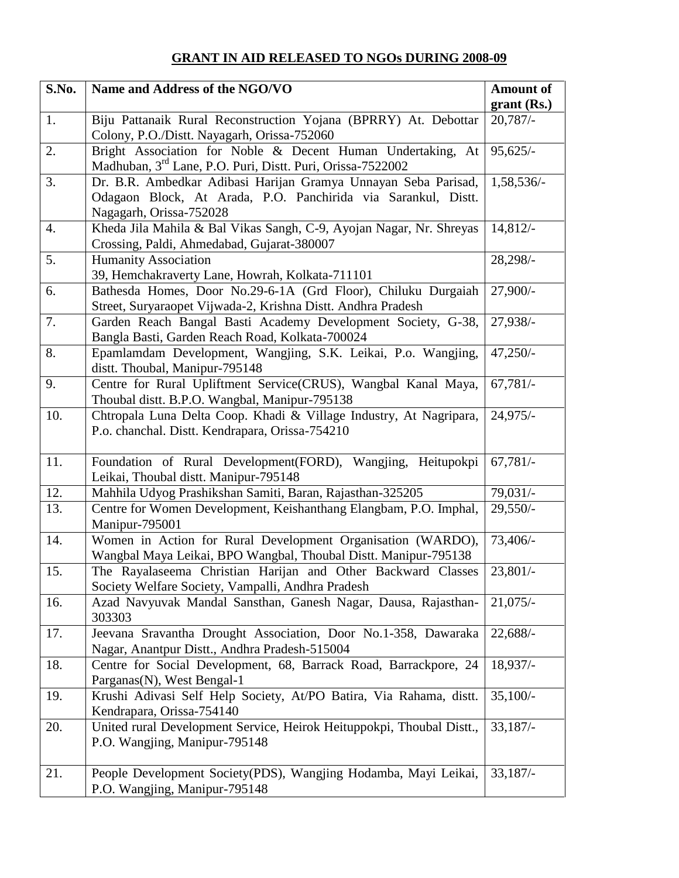## GRANT IN AID RELEASED TO NGOs DURING 2008-09

| S.No. | Name and Address of the NGO/VO | Amount of grant (Rs.) |
|---|---|---|
| 1. | Biju Pattanaik Rural Reconstruction Yojana (BPRRY) At. Debottar Colony, P.O./Distt. Nayagarh, Orissa-752060 | 20,787/- |
| 2. | Bright Association for Noble & Decent Human Undertaking, At Madhuban, 3rd Lane, P.O. Puri, Distt. Puri, Orissa-7522002 | 95,625/- |
| 3. | Dr. B.R. Ambedkar Adibasi Harijan Gramya Unnayan Seba Parisad, Odagaon Block, At Arada, P.O. Panchirida via Sarankul, Distt. Nagagarh, Orissa-752028 | 1,58,536/- |
| 4. | Kheda Jila Mahila & Bal Vikas Sangh, C-9, Ayojan Nagar, Nr. Shreyas Crossing, Paldi, Ahmedabad, Gujarat-380007 | 14,812/- |
| 5. | Humanity Association 39, Hemchakraverty Lane, Howrah, Kolkata-711101 | 28,298/- |
| 6. | Bathesda Homes, Door No.29-6-1A (Grd Floor), Chiluku Durgaiah Street, Suryaraopet Vijwada-2, Krishna Distt. Andhra Pradesh | 27,900/- |
| 7. | Garden Reach Bangal Basti Academy Development Society, G-38, Bangla Basti, Garden Reach Road, Kolkata-700024 | 27,938/- |
| 8. | Epamlamdam Development, Wangjing, S.K. Leikai, P.o. Wangjing, distt. Thoubal, Manipur-795148 | 47,250/- |
| 9. | Centre for Rural Upliftment Service(CRUS), Wangbal Kanal Maya, Thoubal distt. B.P.O. Wangbal, Manipur-795138 | 67,781/- |
| 10. | Chtropala Luna Delta Coop. Khadi & Village Industry, At Nagripara, P.o. chanchal. Distt. Kendrapara, Orissa-754210 | 24,975/- |
| 11. | Foundation of Rural Development(FORD), Wangjing, Heitupokpi Leikai, Thoubal distt. Manipur-795148 | 67,781/- |
| 12. | Mahhila Udyog Prashikshan Samiti, Baran, Rajasthan-325205 | 79,031/- |
| 13. | Centre for Women Development, Keishanthang Elangbam, P.O. Imphal, Manipur-795001 | 29,550/- |
| 14. | Women in Action for Rural Development Organisation (WARDO), Wangbal Maya Leikai, BPO Wangbal, Thoubal Distt. Manipur-795138 | 73,406/- |
| 15. | The Rayalaseema Christian Harijan and Other Backward Classes Society Welfare Society, Vampalli, Andhra Pradesh | 23,801/- |
| 16. | Azad Navyuvak Mandal Sansthan, Ganesh Nagar, Dausa, Rajasthan-303303 | 21,075/- |
| 17. | Jeevana Sravantha Drought Association, Door No.1-358, Dawaraka Nagar, Anantpur Distt., Andhra Pradesh-515004 | 22,688/- |
| 18. | Centre for Social Development, 68, Barrack Road, Barrackpore, 24 Parganas(N), West Bengal-1 | 18,937/- |
| 19. | Krushi Adivasi Self Help Society, At/PO Batira, Via Rahama, distt. Kendrapara, Orissa-754140 | 35,100/- |
| 20. | United rural Development Service, Heirok Heituppokpi, Thoubal Distt., P.O. Wangjing, Manipur-795148 | 33,187/- |
| 21. | People Development Society(PDS), Wangjing Hodamba, Mayi Leikai, P.O. Wangjing, Manipur-795148 | 33,187/- |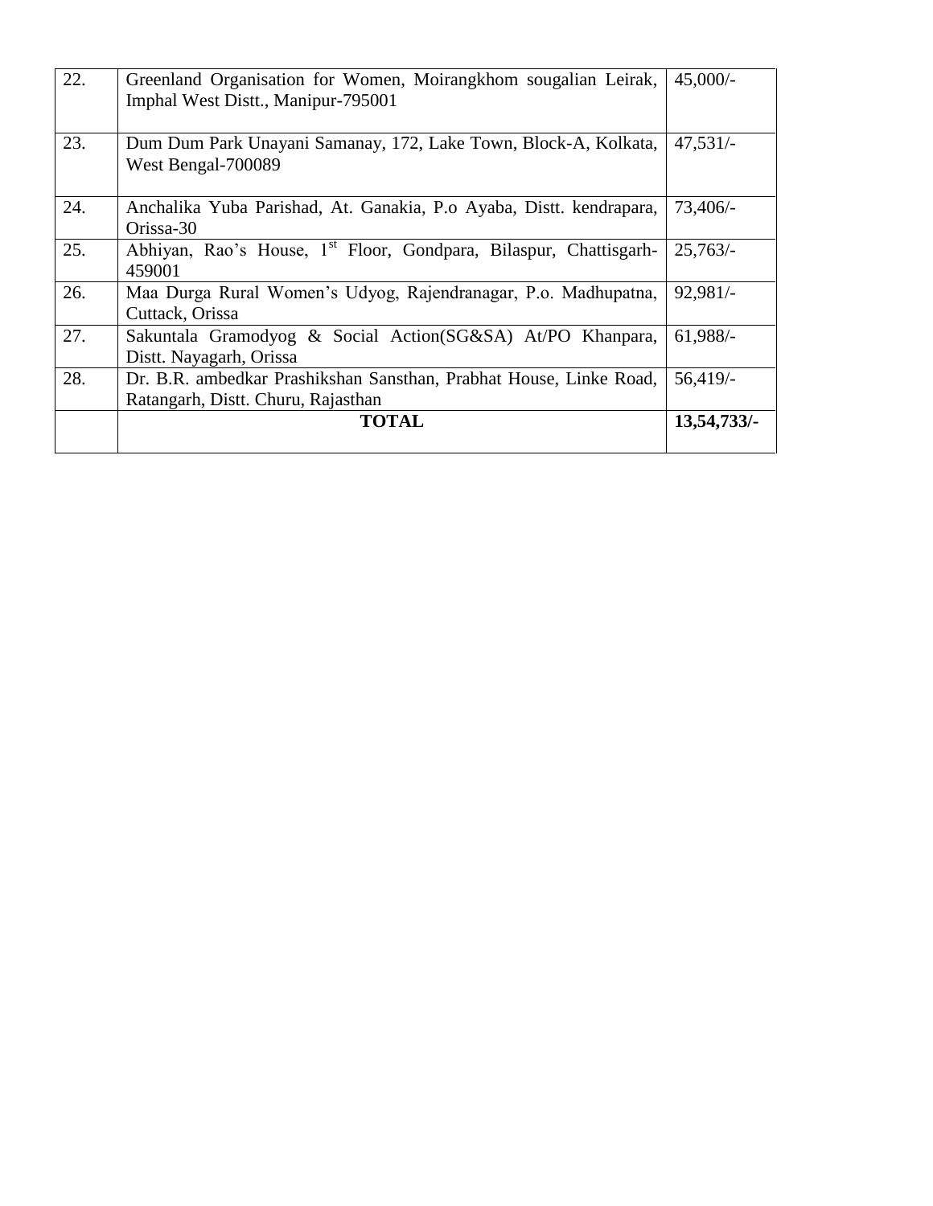| 22. | Greenland Organisation for Women, Moirangkhom sougalian Leirak, Imphal West Distt., Manipur-795001 | 45,000/- |
|---|---|---|
| 23. | Dum Dum Park Unayani Samanay, 172, Lake Town, Block-A, Kolkata, West Bengal-700089 | 47,531/- |
| 24. | Anchalika Yuba Parishad, At. Ganakia, P.o Ayaba, Distt. kendrapara, Orissa-30 | 73,406/- |
| 25. | Abhiyan, Rao's House, 1st Floor, Gondpara, Bilaspur, Chattisgarh-459001 | 25,763/- |
| 26. | Maa Durga Rural Women's Udyog, Rajendranagar, P.o. Madhupatna, Cuttack, Orissa | 92,981/- |
| 27. | Sakuntala Gramodyog & Social Action(SG&SA) At/PO Khanpara, Distt. Nayagarh, Orissa | 61,988/- |
| 28. | Dr. B.R. ambedkar Prashikshan Sansthan, Prabhat House, Linke Road, Ratangarh, Distt. Churu, Rajasthan | 56,419/- |
| | **TOTAL** | **13,54,733/-** |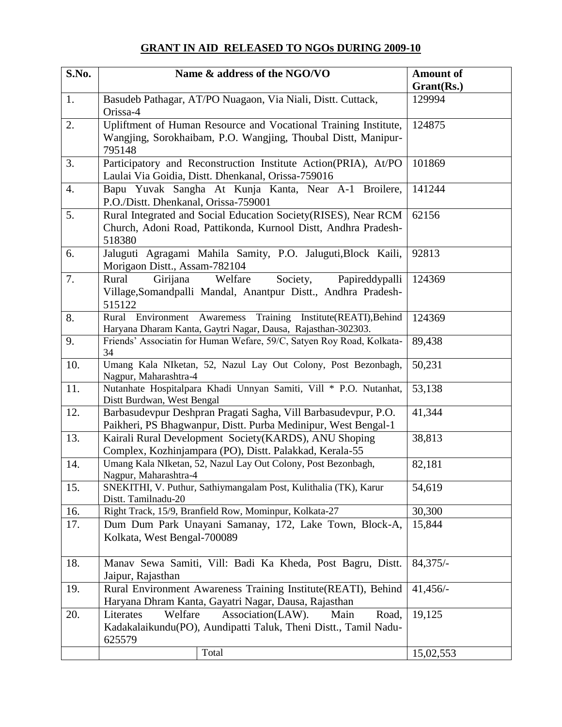## GRANT IN AID RELEASED TO NGOs DURING 2009-10

| S.No. | Name & address of the NGO/VO | Amount of Grant(Rs.) |
|---|---|---|
| 1. | Basudeb Pathagar, AT/PO Nuagaon, Via Niali, Distt. Cuttack, Orissa-4 | 129994 |
| 2. | Upliftment of Human Resource and Vocational Training Institute, Wangjing, Sorokhaibam, P.O. Wangjing, Thoubal Distt, Manipur-795148 | 124875 |
| 3. | Participatory and Reconstruction Institute Action(PRIA), At/PO Laulai Via Goidia, Distt. Dhenkanal, Orissa-759016 | 101869 |
| 4. | Bapu Yuvak Sangha At Kunja Kanta, Near A-1 Broilere, P.O./Distt. Dhenkanal, Orissa-759001 | 141244 |
| 5. | Rural Integrated and Social Education Society(RISES), Near RCM Church, Adoni Road, Pattikonda, Kurnool Distt, Andhra Pradesh-518380 | 62156 |
| 6. | Jaluguti Agragami Mahila Samity, P.O. Jaluguti,Block Kaili, Morigaon Distt., Assam-782104 | 92813 |
| 7. | Rural Girijana Welfare Society, Papireddypalli Village,Somandpalli Mandal, Anantpur Distt., Andhra Pradesh-515122 | 124369 |
| 8. | Rural Environment Awaremess Training Institute(REATI),Behind Haryana Dharam Kanta, Gaytri Nagar, Dausa, Rajasthan-302303. | 124369 |
| 9. | Friends' Associatin for Human Wefare, 59/C, Satyen Roy Road, Kolkata-34 | 89,438 |
| 10. | Umang Kala NIketan, 52, Nazul Lay Out Colony, Post Bezonbagh, Nagpur, Maharashtra-4 | 50,231 |
| 11. | Nutanhate Hospitalpara Khadi Unnyan Samiti, Vill * P.O. Nutanhat, Distt Burdwan, West Bengal | 53,138 |
| 12. | Barbasudevpur Deshpran Pragati Sagha, Vill Barbasudevpur, P.O. Paikheri, PS Bhagwanpur, Distt. Purba Medinipur, West Bengal-1 | 41,344 |
| 13. | Kairali Rural Development Society(KARDS), ANU Shoping Complex, Kozhinjampara (PO), Distt. Palakkad, Kerala-55 | 38,813 |
| 14. | Umang Kala NIketan, 52, Nazul Lay Out Colony, Post Bezonbagh, Nagpur, Maharashtra-4 | 82,181 |
| 15. | SNEKITHI, V. Puthur, Sathiymangalam Post, Kulithalia (TK), Karur Distt. Tamilnadu-20 | 54,619 |
| 16. | Right Track, 15/9, Branfield Row, Mominpur, Kolkata-27 | 30,300 |
| 17. | Dum Dum Park Unayani Samanay, 172, Lake Town, Block-A, Kolkata, West Bengal-700089 | 15,844 |
| 18. | Manav Sewa Samiti, Vill: Badi Ka Kheda, Post Bagru, Distt. Jaipur, Rajasthan | 84,375/- |
| 19. | Rural Environment Awareness Training Institute(REATI), Behind Haryana Dhram Kanta, Gayatri Nagar, Dausa, Rajasthan | 41,456/- |
| 20. | Literates Welfare Association(LAW). Main Road, Kadakalaikundu(PO), Aundipatti Taluk, Theni Distt., Tamil Nadu-625579 | 19,125 |
| | Total | 15,02,553 |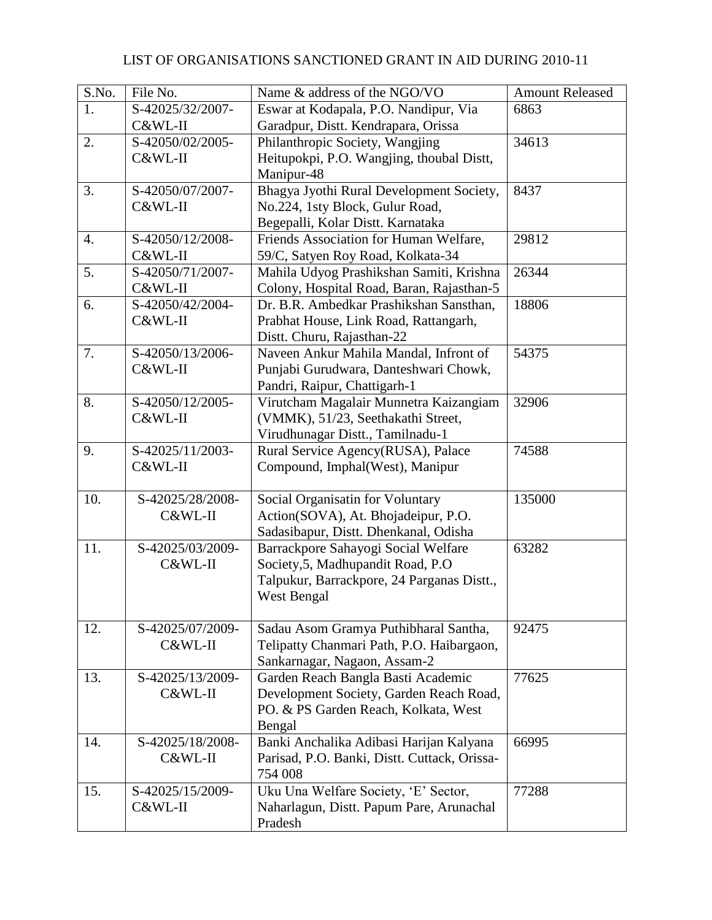LIST OF ORGANISATIONS SANCTIONED GRANT IN AID DURING 2010-11

| S.No. | File No. | Name & address of the NGO/VO | Amount Released |
|---|---|---|---|
| 1. | S-42025/32/2007-C&WL-II | Eswar at Kodapala, P.O. Nandipur, Via Garadpur, Distt. Kendrapara, Orissa | 6863 |
| 2. | S-42050/02/2005-C&WL-II | Philanthropic Society, Wangjing Heitupokpi, P.O. Wangjing, thoubal Distt, Manipur-48 | 34613 |
| 3. | S-42050/07/2007-C&WL-II | Bhagya Jyothi Rural Development Society, No.224, 1sty Block, Gulur Road, Begepalli, Kolar Distt. Karnataka | 8437 |
| 4. | S-42050/12/2008-C&WL-II | Friends Association for Human Welfare, 59/C, Satyen Roy Road, Kolkata-34 | 29812 |
| 5. | S-42050/71/2007-C&WL-II | Mahila Udyog Prashikshan Samiti, Krishna Colony, Hospital Road, Baran, Rajasthan-5 | 26344 |
| 6. | S-42050/42/2004-C&WL-II | Dr. B.R. Ambedkar Prashikshan Sansthan, Prabhat House, Link Road, Rattangarh, Distt. Churu, Rajasthan-22 | 18806 |
| 7. | S-42050/13/2006-C&WL-II | Naveen Ankur Mahila Mandal, Infront of Punjabi Gurudwara, Danteshwari Chowk, Pandri, Raipur, Chattigarh-1 | 54375 |
| 8. | S-42050/12/2005-C&WL-II | Virutcham Magalair Munnetra Kaizangiam (VMMK), 51/23, Seethakathi Street, Virudhunagar Distt., Tamilnadu-1 | 32906 |
| 9. | S-42025/11/2003-C&WL-II | Rural Service Agency(RUSA), Palace Compound, Imphal(West), Manipur | 74588 |
| 10. | S-42025/28/2008-C&WL-II | Social Organisatin for Voluntary Action(SOVA), At. Bhojadeipur, P.O. Sadasibapur, Distt. Dhenkanal, Odisha | 135000 |
| 11. | S-42025/03/2009-C&WL-II | Barrackpore Sahayogi Social Welfare Society,5, Madhupandit Road, P.O Talpukur, Barrackpore, 24 Parganas Distt., West Bengal | 63282 |
| 12. | S-42025/07/2009-C&WL-II | Sadau Asom Gramya Puthibharal Santha, Telipatty Chanmari Path, P.O. Haibargaon, Sankarnagar, Nagaon, Assam-2 | 92475 |
| 13. | S-42025/13/2009-C&WL-II | Garden Reach Bangla Basti Academic Development Society, Garden Reach Road, PO. & PS Garden Reach, Kolkata, West Bengal | 77625 |
| 14. | S-42025/18/2008-C&WL-II | Banki Anchalika Adibasi Harijan Kalyana Parisad, P.O. Banki, Distt. Cuttack, Orissa-754 008 | 66995 |
| 15. | S-42025/15/2009-C&WL-II | Uku Una Welfare Society, 'E' Sector, Naharlagun, Distt. Papum Pare, Arunachal Pradesh | 77288 |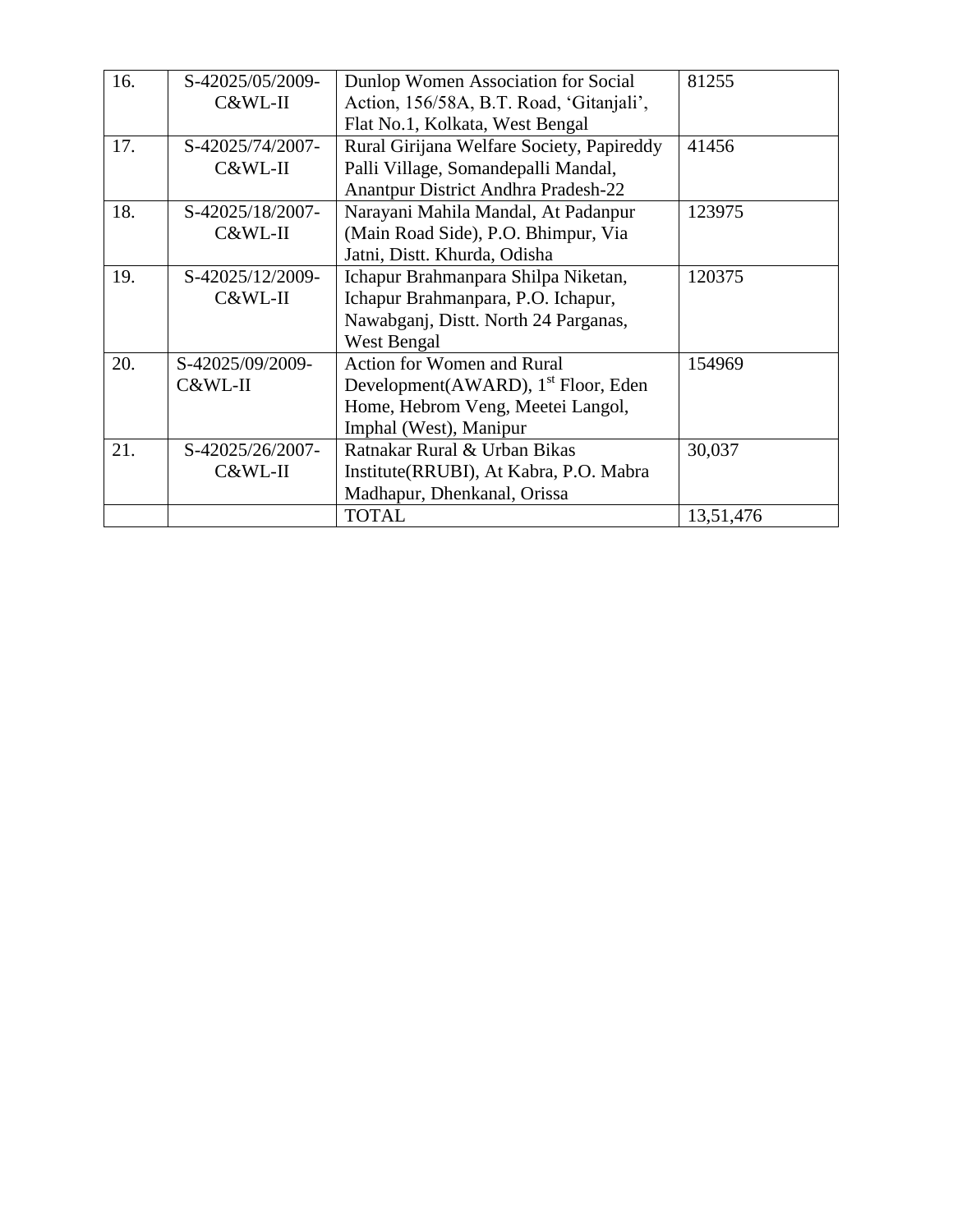| 16. | S-42025/05/2009-C&WL-II | Dunlop Women Association for Social Action, 156/58A, B.T. Road, 'Gitanjali', Flat No.1, Kolkata, West Bengal | 81255 |
|---|---|---|---|
| 17. | S-42025/74/2007-C&WL-II | Rural Girijana Welfare Society, Papireddy Palli Village, Somandepalli Mandal, Anantpur District Andhra Pradesh-22 | 41456 |
| 18. | S-42025/18/2007-C&WL-II | Narayani Mahila Mandal, At Padanpur (Main Road Side), P.O. Bhimpur, Via Jatni, Distt. Khurda, Odisha | 123975 |
| 19. | S-42025/12/2009-C&WL-II | Ichapur Brahmanpara Shilpa Niketan, Ichapur Brahmanpara, P.O. Ichapur, Nawabganj, Distt. North 24 Parganas, West Bengal | 120375 |
| 20. | S-42025/09/2009-C&WL-II | Action for Women and Rural Development(AWARD), 1st Floor, Eden Home, Hebrom Veng, Meetei Langol, Imphal (West), Manipur | 154969 |
| 21. | S-42025/26/2007-C&WL-II | Ratnakar Rural & Urban Bikas Institute(RRUBI), At Kabra, P.O. Mabra Madhapur, Dhenkanal, Orissa | 30,037 |
| | | TOTAL | 13,51,476 |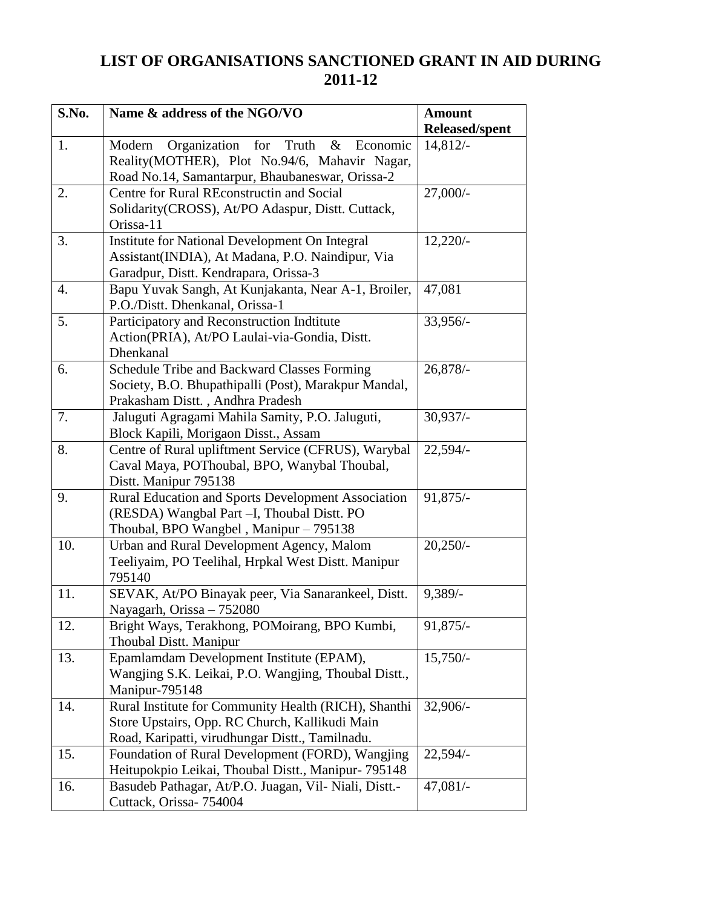# LIST OF ORGANISATIONS SANCTIONED GRANT IN AID DURING 2011-12

| S.No. | Name & address of the NGO/VO | Amount Released/spent |
|---|---|---|
| 1. | Modern Organization for Truth & Economic Reality(MOTHER), Plot No.94/6, Mahavir Nagar, Road No.14, Samantarpur, Bhaubaneswar, Orissa-2 | 14,812/- |
| 2. | Centre for Rural REconstructin and Social Solidarity(CROSS), At/PO Adaspur, Distt. Cuttack, Orissa-11 | 27,000/- |
| 3. | Institute for National Development On Integral Assistant(INDIA), At Madana, P.O. Naindipur, Via Garadpur, Distt. Kendrapara, Orissa-3 | 12,220/- |
| 4. | Bapu Yuvak Sangh, At Kunjakanta, Near A-1, Broiler, P.O./Distt. Dhenkanal, Orissa-1 | 47,081 |
| 5. | Participatory and Reconstruction Indtitute Action(PRIA), At/PO Laulai-via-Gondia, Distt. Dhenkanal | 33,956/- |
| 6. | Schedule Tribe and Backward Classes Forming Society, B.O. Bhupathipalli (Post), Marakpur Mandal, Prakasham Distt. , Andhra Pradesh | 26,878/- |
| 7. | Jaluguti Agragami Mahila Samity, P.O. Jaluguti, Block Kapili, Morigaon Disst., Assam | 30,937/- |
| 8. | Centre of Rural upliftment Service (CFRUS), Warybal Caval Maya, POThoubal, BPO, Wanybal Thoubal, Distt. Manipur 795138 | 22,594/- |
| 9. | Rural Education and Sports Development Association (RESDA) Wangbal Part –I, Thoubal Distt. PO Thoubal, BPO Wangbel , Manipur – 795138 | 91,875/- |
| 10. | Urban and Rural Development Agency, Malom Teeliyaim, PO Teelihal, Hrpkal West Distt. Manipur 795140 | 20,250/- |
| 11. | SEVAK, At/PO Binayak peer, Via Sanarankeel, Distt. Nayagarh, Orissa – 752080 | 9,389/- |
| 12. | Bright Ways, Terakhong, POMoirang, BPO Kumbi, Thoubal Distt. Manipur | 91,875/- |
| 13. | Epamlamdam Development Institute (EPAM), Wangjing S.K. Leikai, P.O. Wangjing, Thoubal Distt., Manipur-795148 | 15,750/- |
| 14. | Rural Institute for Community Health (RICH), Shanthi Store Upstairs, Opp. RC Church, Kallikudi Main Road, Karipatti, virudhungar Distt., Tamilnadu. | 32,906/- |
| 15. | Foundation of Rural Development (FORD), Wangjing Heitupokpio Leikai, Thoubal Distt., Manipur- 795148 | 22,594/- |
| 16. | Basudeb Pathagar, At/P.O. Juagan, Vil- Niali, Distt.-Cuttack, Orissa- 754004 | 47,081/- |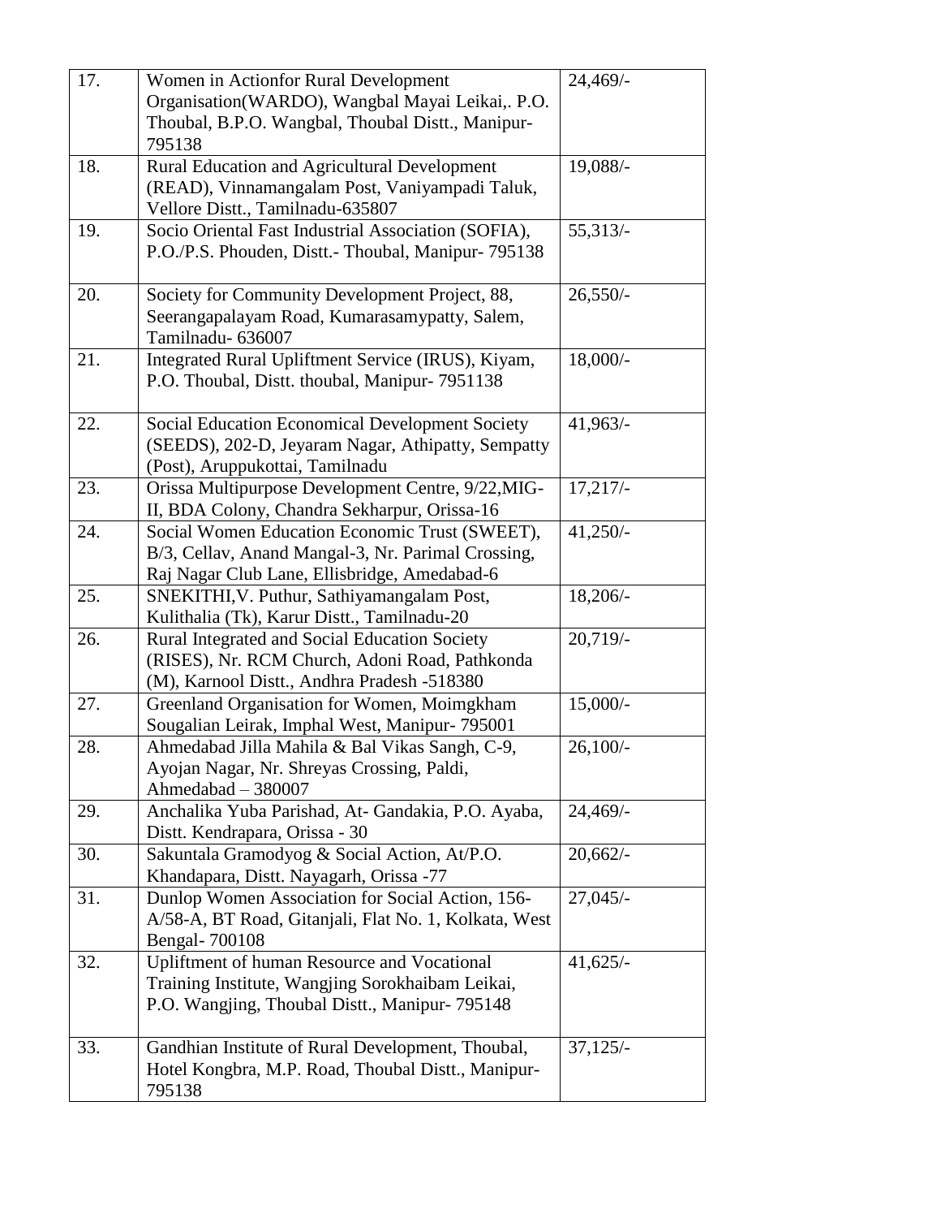| 17. | Women in Actionfor Rural Development Organisation(WARDO), Wangbal Mayai Leikai,. P.O. Thoubal, B.P.O. Wangbal, Thoubal Distt., Manipur-795138 | 24,469/- |
|---|---|---|
| 18. | Rural Education and Agricultural Development (READ), Vinnamangalam Post, Vaniyampadi Taluk, Vellore Distt., Tamilnadu-635807 | 19,088/- |
| 19. | Socio Oriental Fast Industrial Association (SOFIA), P.O./P.S. Phouden, Distt.- Thoubal, Manipur- 795138 | 55,313/- |
| 20. | Society for Community Development Project, 88, Seerangapalayam Road, Kumarasamypatty, Salem, Tamilnadu- 636007 | 26,550/- |
| 21. | Integrated Rural Upliftment Service (IRUS), Kiyam, P.O. Thoubal, Distt. thoubal, Manipur- 7951138 | 18,000/- |
| 22. | Social Education Economical Development Society (SEEDS), 202-D, Jeyaram Nagar, Athipatty, Sempatty (Post), Aruppukottai, Tamilnadu | 41,963/- |
| 23. | Orissa Multipurpose Development Centre, 9/22,MIG-II, BDA Colony, Chandra Sekharpur, Orissa-16 | 17,217/- |
| 24. | Social Women Education Economic Trust (SWEET), B/3, Cellav, Anand Mangal-3, Nr. Parimal Crossing, Raj Nagar Club Lane, Ellisbridge, Amedabad-6 | 41,250/- |
| 25. | SNEKITHI,V. Puthur, Sathiyamangalam Post, Kulithalia (Tk), Karur Distt., Tamilnadu-20 | 18,206/- |
| 26. | Rural Integrated and Social Education Society (RISES), Nr. RCM Church, Adoni Road, Pathkonda (M), Karnool Distt., Andhra Pradesh -518380 | 20,719/- |
| 27. | Greenland Organisation for Women, Moimgkham Sougalian Leirak, Imphal West, Manipur- 795001 | 15,000/- |
| 28. | Ahmedabad Jilla Mahila & Bal Vikas Sangh, C-9, Ayojan Nagar, Nr. Shreyas Crossing, Paldi, Ahmedabad – 380007 | 26,100/- |
| 29. | Anchalika Yuba Parishad, At- Gandakia, P.O. Ayaba, Distt. Kendrapara, Orissa - 30 | 24,469/- |
| 30. | Sakuntala Gramodyog & Social Action, At/P.O. Khandapara, Distt. Nayagarh, Orissa -77 | 20,662/- |
| 31. | Dunlop Women Association for Social Action, 156-A/58-A, BT Road, Gitanjali, Flat No. 1, Kolkata, West Bengal- 700108 | 27,045/- |
| 32. | Upliftment of human Resource and Vocational Training Institute, Wangjing Sorokhaibam Leikai, P.O. Wangjing, Thoubal Distt., Manipur- 795148 | 41,625/- |
| 33. | Gandhian Institute of Rural Development, Thoubal, Hotel Kongbra, M.P. Road, Thoubal Distt., Manipur-795138 | 37,125/- |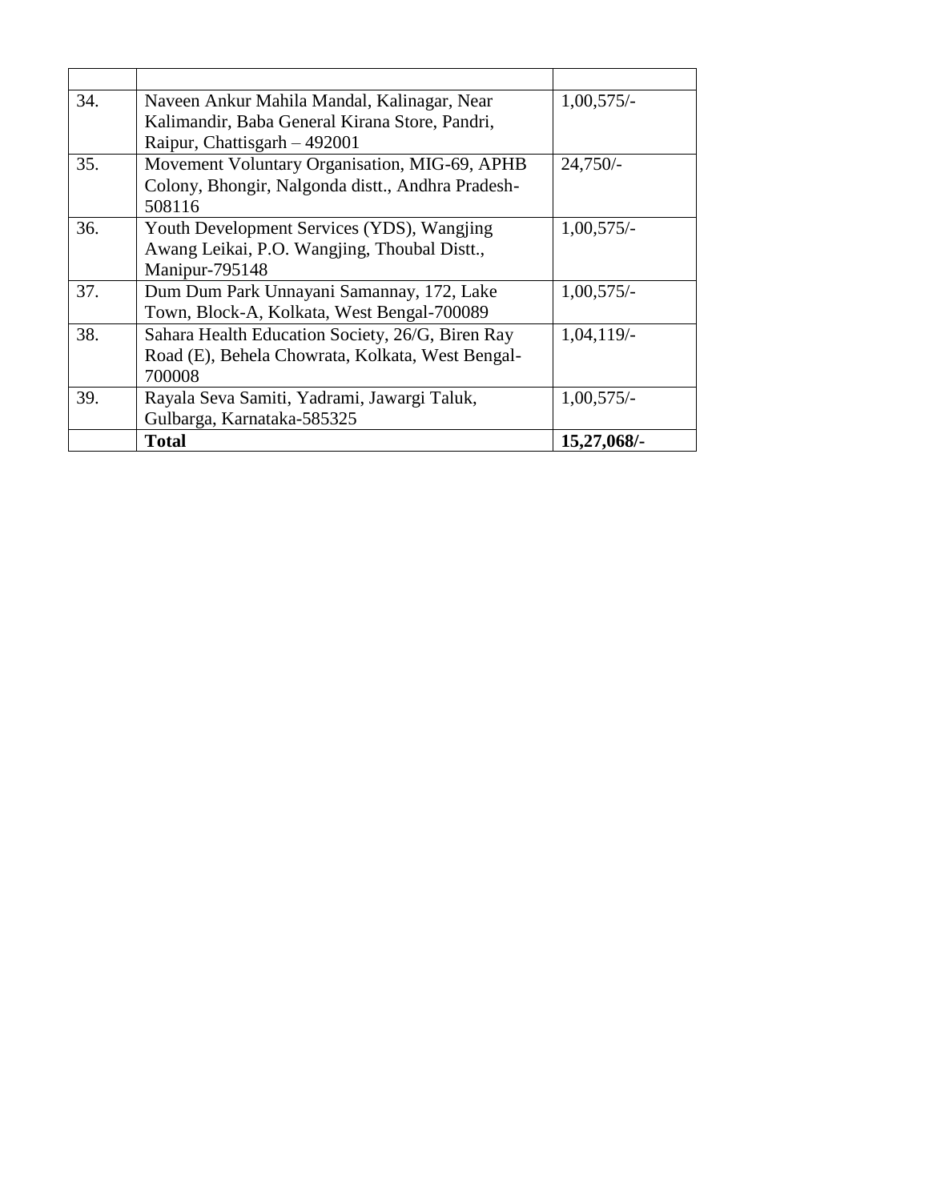| | | |
|---|---|---|
| 34. | Naveen Ankur Mahila Mandal, Kalinagar, Near Kalimandir, Baba General Kirana Store, Pandri, Raipur, Chattisgarh – 492001 | 1,00,575/- |
| 35. | Movement Voluntary Organisation, MIG-69, APHB Colony, Bhongir, Nalgonda distt., Andhra Pradesh-508116 | 24,750/- |
| 36. | Youth Development Services (YDS), Wangjing Awang Leikai, P.O. Wangjing, Thoubal Distt., Manipur-795148 | 1,00,575/- |
| 37. | Dum Dum Park Unnayani Samannay, 172, Lake Town, Block-A, Kolkata, West Bengal-700089 | 1,00,575/- |
| 38. | Sahara Health Education Society, 26/G, Biren Ray Road (E), Behela Chowrata, Kolkata, West Bengal-700008 | 1,04,119/- |
| 39. | Rayala Seva Samiti, Yadrami, Jawargi Taluk, Gulbarga, Karnataka-585325 | 1,00,575/- |
| | **Total** | **15,27,068/-** |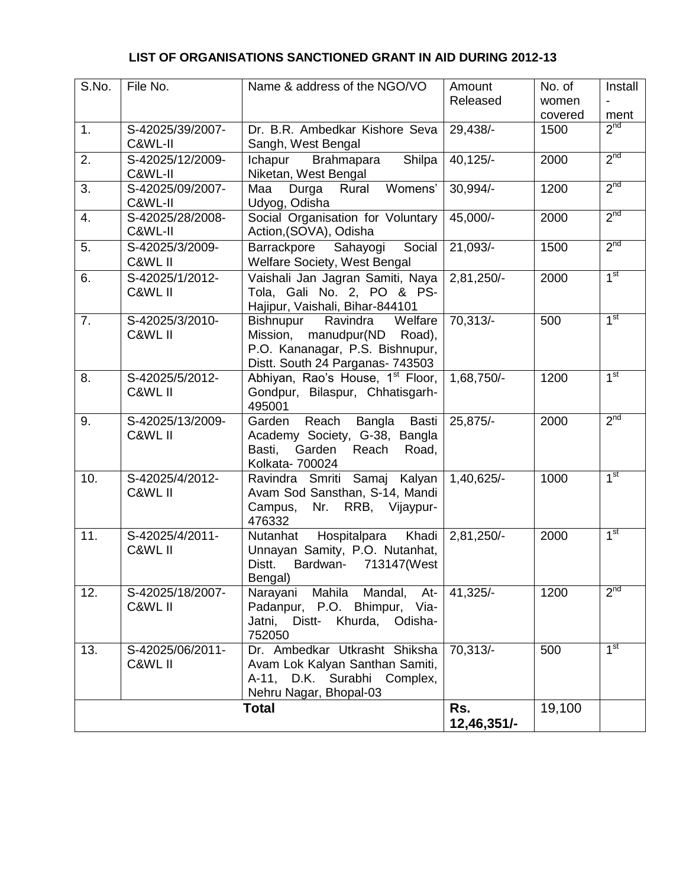# LIST OF ORGANISATIONS SANCTIONED GRANT IN AID DURING 2012-13

| S.No. | File No. | Name & address of the NGO/VO | Amount Released | No. of women covered | Install-ment |
|---|---|---|---|---|---|
| 1. | S-42025/39/2007-C&WL-II | Dr. B.R. Ambedkar Kishore Seva Sangh, West Bengal | 29,438/- | 1500 | 2nd |
| 2. | S-42025/12/2009-C&WL-II | Ichapur Brahmapara Shilpa Niketan, West Bengal | 40,125/- | 2000 | 2nd |
| 3. | S-42025/09/2007-C&WL-II | Maa Durga Rural Womens' Udyog, Odisha | 30,994/- | 1200 | 2nd |
| 4. | S-42025/28/2008-C&WL-II | Social Organisation for Voluntary Action,(SOVA), Odisha | 45,000/- | 2000 | 2nd |
| 5. | S-42025/3/2009-C&WL II | Barrackpore Sahayogi Social Welfare Society, West Bengal | 21,093/- | 1500 | 2nd |
| 6. | S-42025/1/2012-C&WL II | Vaishali Jan Jagran Samiti, Naya Tola, Gali No. 2, PO & PS-Hajipur, Vaishali, Bihar-844101 | 2,81,250/- | 2000 | 1st |
| 7. | S-42025/3/2010-C&WL II | Bishnupur Ravindra Welfare Mission, manudpur(ND Road), P.O. Kananagar, P.S. Bishnupur, Distt. South 24 Parganas- 743503 | 70,313/- | 500 | 1st |
| 8. | S-42025/5/2012-C&WL II | Abhiyan, Rao's House, 1st Floor, Gondpur, Bilaspur, Chhatisgarh-495001 | 1,68,750/- | 1200 | 1st |
| 9. | S-42025/13/2009-C&WL II | Garden Reach Bangla Basti Academy Society, G-38, Bangla Basti, Garden Reach Road, Kolkata- 700024 | 25,875/- | 2000 | 2nd |
| 10. | S-42025/4/2012-C&WL II | Ravindra Smriti Samaj Kalyan Avam Sod Sansthan, S-14, Mandi Campus, Nr. RRB, Vijaypur-476332 | 1,40,625/- | 1000 | 1st |
| 11. | S-42025/4/2011-C&WL II | Nutanhat Hospitalpara Khadi Unnayan Samity, P.O. Nutanhat, Distt. Bardwan- 713147(West Bengal) | 2,81,250/- | 2000 | 1st |
| 12. | S-42025/18/2007-C&WL II | Narayani Mahila Mandal, At-Padanpur, P.O. Bhimpur, Via-Jatni, Distt- Khurda, Odisha-752050 | 41,325/- | 1200 | 2nd |
| 13. | S-42025/06/2011-C&WL II | Dr. Ambedkar Utkrasht Shiksha Avam Lok Kalyan Santhan Samiti, A-11, D.K. Surabhi Complex, Nehru Nagar, Bhopal-03 | 70,313/- | 500 | 1st |
| **Total** | | | **Rs. 12,46,351/-** | 19,100 | |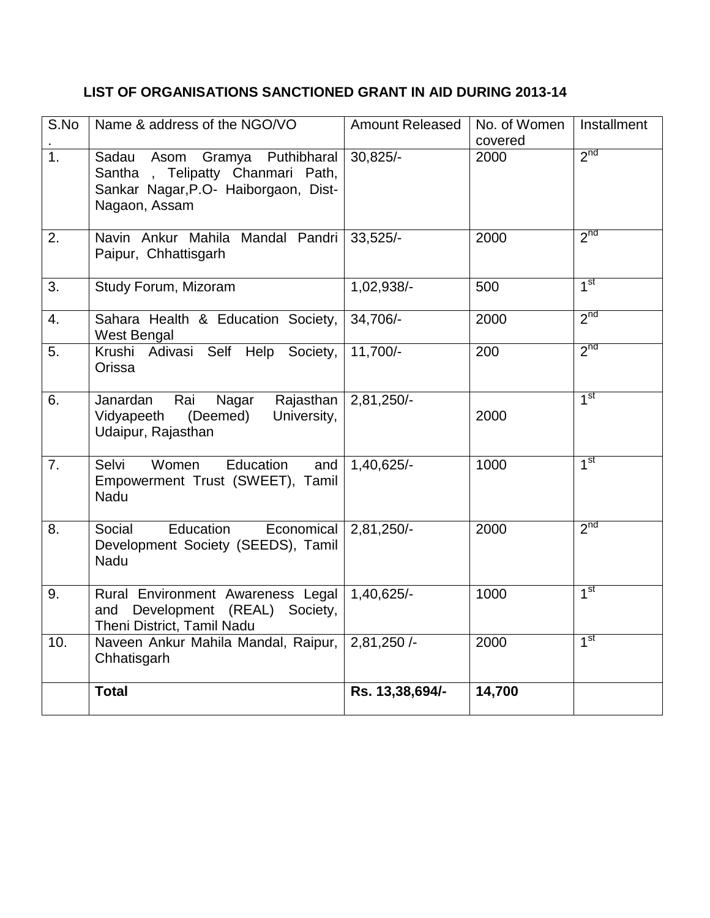**LIST OF ORGANISATIONS SANCTIONED GRANT IN AID DURING 2013-14**

| S.No. | Name & address of the NGO/VO | Amount Released | No. of Women covered | Installment |
|---|---|---|---|---|
| 1. | Sadau Asom Gramya Puthibharal Santha , Telipatty Chanmari Path, Sankar Nagar,P.O- Haiborgaon, Dist-Nagaon, Assam | 30,825/- | 2000 | 2nd |
| 2. | Navin Ankur Mahila Mandal Pandri Paipur, Chhattisgarh | 33,525/- | 2000 | 2nd |
| 3. | Study Forum, Mizoram | 1,02,938/- | 500 | 1st |
| 4. | Sahara Health & Education Society, West Bengal | 34,706/- | 2000 | 2nd |
| 5. | Krushi Adivasi Self Help Society, Orissa | 11,700/- | 200 | 2nd |
| 6. | Janardan Rai Nagar Rajasthan Vidyapeeth (Deemed) University, Udaipur, Rajasthan | 2,81,250/- | 2000 | 1st |
| 7. | Selvi Women Education and Empowerment Trust (SWEET), Tamil Nadu | 1,40,625/- | 1000 | 1st |
| 8. | Social Education Economical Development Society (SEEDS), Tamil Nadu | 2,81,250/- | 2000 | 2nd |
| 9. | Rural Environment Awareness Legal and Development (REAL) Society, Theni District, Tamil Nadu | 1,40,625/- | 1000 | 1st |
| 10. | Naveen Ankur Mahila Mandal, Raipur, Chhatisgarh | 2,81,250 /- | 2000 | 1st |
| | **Total** | **Rs. 13,38,694/-** | **14,700** | |